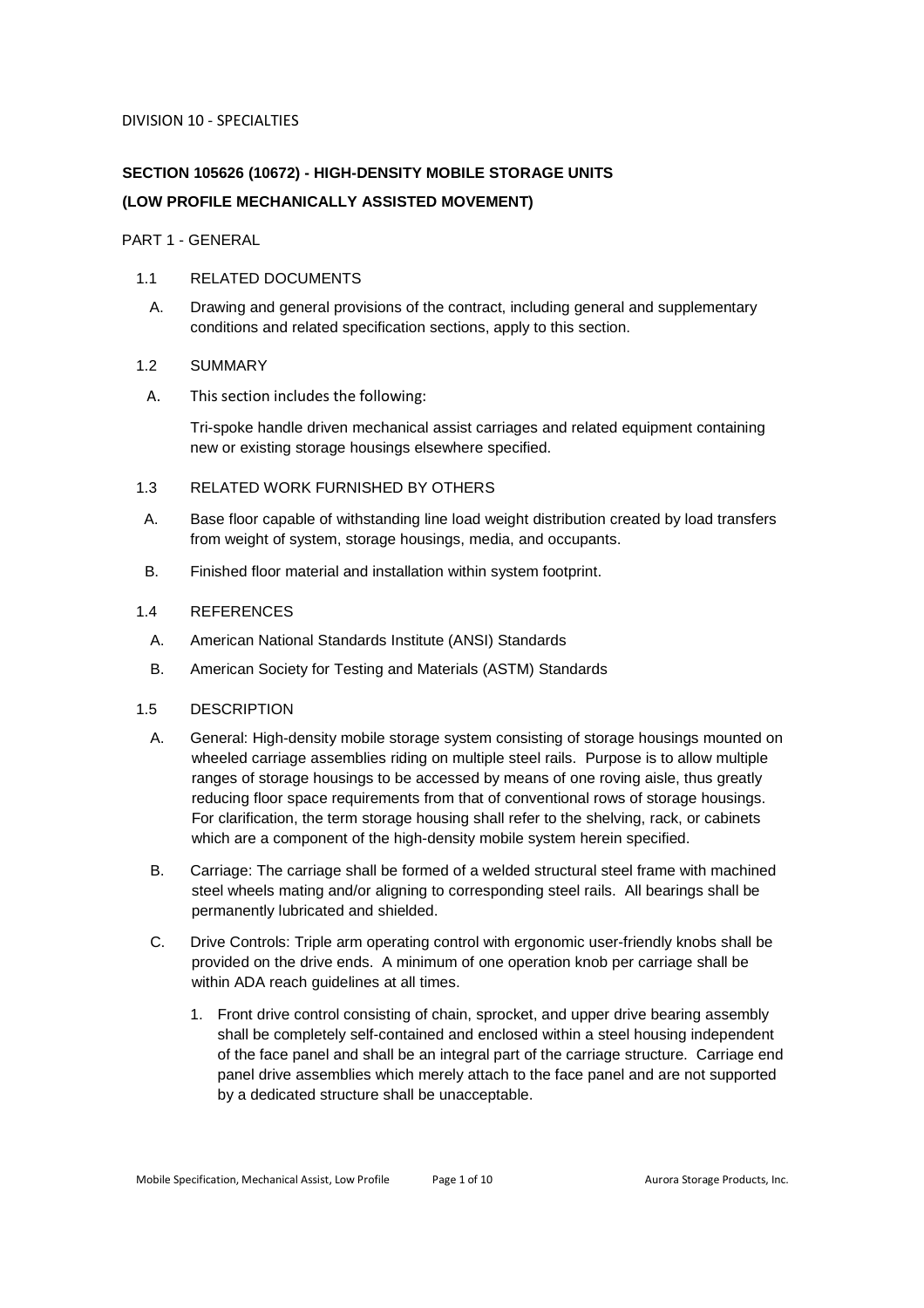DIVISION 10 - SPECIALTIES

# SECTION 105626 (10672) - HIGH-DENSITY MOBILE STORAGE UNITS

# (LOW PROFILE MECHANICALLY ASSISTED MOVEMENT)

## PART 1 - GENERAL

### 1.1 RELATED DOCUMENTS

A. Drawing and general provisions of the contract, including general and supplementary conditions and related specification sections, apply to this section.

### 1.2 SUMMARY

A. This section includes the following:

Tri-spoke handle driven mechanical assist carriages and related equipment containing new or existing storage housings elsewhere specified.

### 1.3 RELATED WORK FURNISHED BY OTHERS

A. Base floor capable of withstanding line load weight distribution created by load transfers from weight of system, storage housings, media, and occupants.

B. Finished floor material and installation within system footprint.

### 1.4 REFERENCES

A. American National Standards Institute (ANSI) Standards

B. American Society for Testing and Materials (ASTM) Standards

### 1.5 DESCRIPTION

A. General: High-density mobile storage system consisting of storage housings mounted on wheeled carriage assemblies riding on multiple steel rails. Purpose is to allow multiple ranges of storage housings to be accessed by means of one roving aisle, thus greatly reducing floor space requirements from that of conventional rows of storage housings. For clarification, the term storage housing shall refer to the shelving, rack, or cabinets which are a component of the high-density mobile system herein specified.

B. Carriage: The carriage shall be formed of a welded structural steel frame with machined steel wheels mating and/or aligning to corresponding steel rails. All bearings shall be permanently lubricated and shielded.

C. Drive Controls: Triple arm operating control with ergonomic user-friendly knobs shall be provided on the drive ends. A minimum of one operation knob per carriage shall be within ADA reach guidelines at all times.

1. Front drive control consisting of chain, sprocket, and upper drive bearing assembly shall be completely self-contained and enclosed within a steel housing independent of the face panel and shall be an integral part of the carriage structure. Carriage end panel drive assemblies which merely attach to the face panel and are not supported by a dedicated structure shall be unacceptable.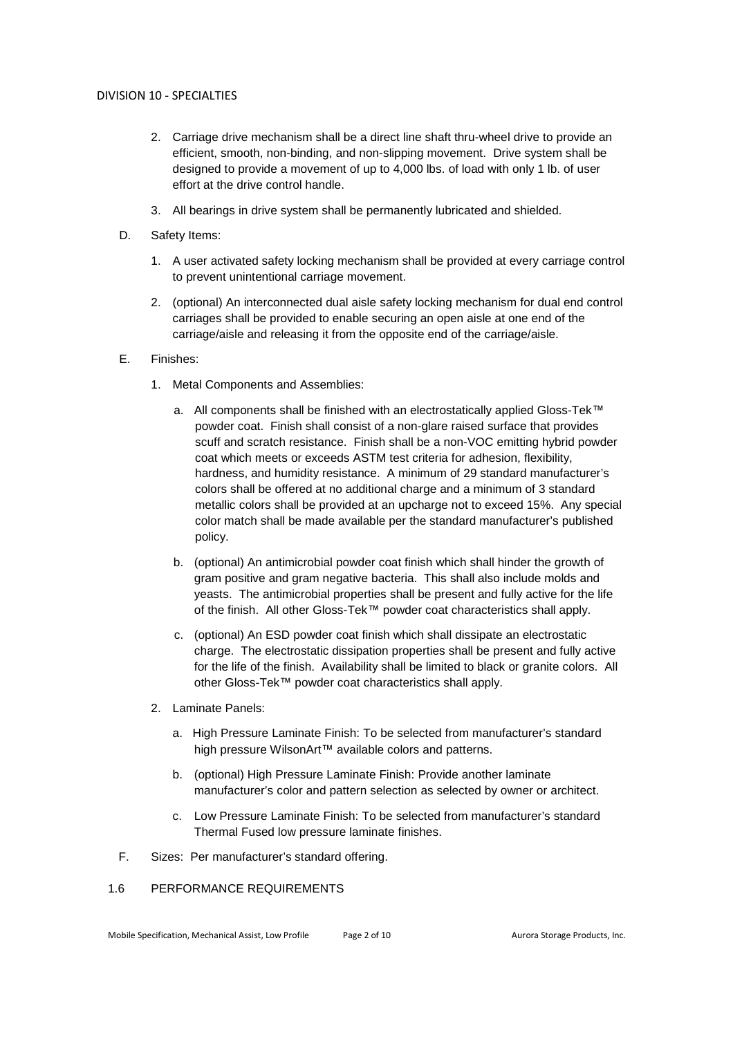2. Carriage drive mechanism shall be a direct line shaft thru-wheel drive to provide an efficient, smooth, non-binding, and non-slipping movement. Drive system shall be designed to provide a movement of up to 4,000 lbs. of load with only 1 lb. of user effort at the drive control handle.

3. All bearings in drive system shall be permanently lubricated and shielded.

D. Safety Items:

1. A user activated safety locking mechanism shall be provided at every carriage control to prevent unintentional carriage movement.

2. (optional) An interconnected dual aisle safety locking mechanism for dual end control carriages shall be provided to enable securing an open aisle at one end of the carriage/aisle and releasing it from the opposite end of the carriage/aisle.

E. Finishes:

1. Metal Components and Assemblies:

   a. All components shall be finished with an electrostatically applied Gloss-Tek™ powder coat. Finish shall consist of a non-glare raised surface that provides scuff and scratch resistance. Finish shall be a non-VOC emitting hybrid powder coat which meets or exceeds ASTM test criteria for adhesion, flexibility, hardness, and humidity resistance. A minimum of 29 standard manufacturer's colors shall be offered at no additional charge and a minimum of 3 standard metallic colors shall be provided at an upcharge not to exceed 15%. Any special color match shall be made available per the standard manufacturer's published policy.

   b. (optional) An antimicrobial powder coat finish which shall hinder the growth of gram positive and gram negative bacteria. This shall also include molds and yeasts. The antimicrobial properties shall be present and fully active for the life of the finish. All other Gloss-Tek™ powder coat characteristics shall apply.

   c. (optional) An ESD powder coat finish which shall dissipate an electrostatic charge. The electrostatic dissipation properties shall be present and fully active for the life of the finish. Availability shall be limited to black or granite colors. All other Gloss-Tek™ powder coat characteristics shall apply.

2. Laminate Panels:

   a. High Pressure Laminate Finish: To be selected from manufacturer's standard high pressure WilsonArt™ available colors and patterns.

   b. (optional) High Pressure Laminate Finish: Provide another laminate manufacturer's color and pattern selection as selected by owner or architect.

   c. Low Pressure Laminate Finish: To be selected from manufacturer's standard Thermal Fused low pressure laminate finishes.

F. Sizes: Per manufacturer's standard offering.

## 1.6 PERFORMANCE REQUIREMENTS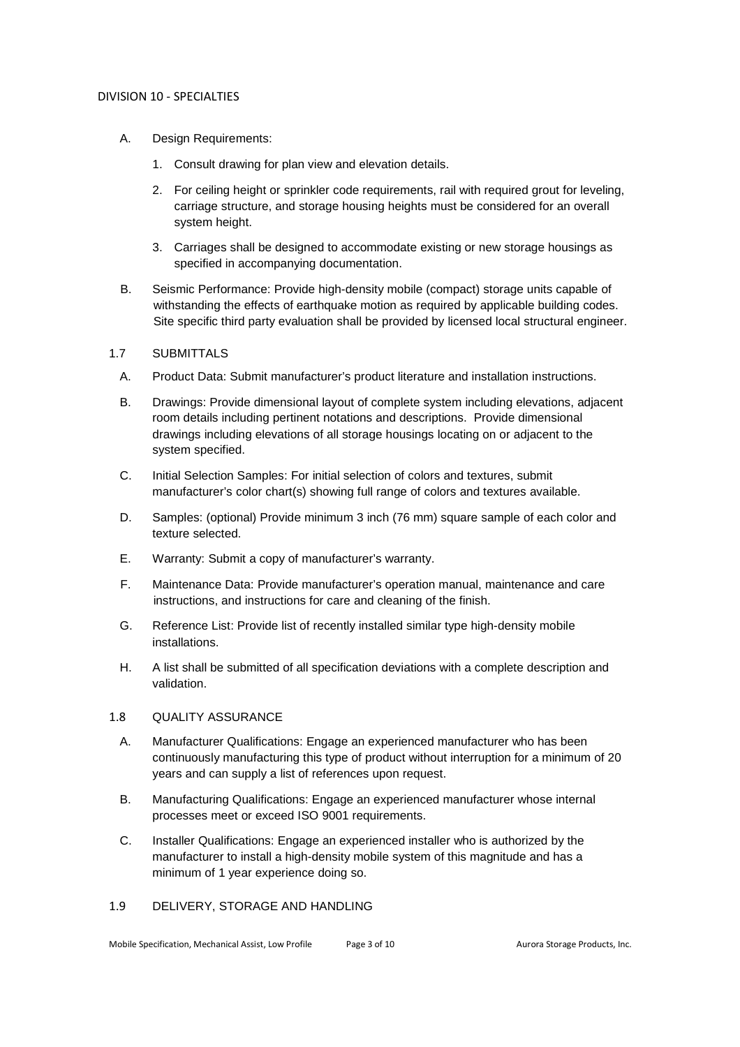DIVISION 10 - SPECIALTIES

A. Design Requirements:

1. Consult drawing for plan view and elevation details.
2. For ceiling height or sprinkler code requirements, rail with required grout for leveling, carriage structure, and storage housing heights must be considered for an overall system height.
3. Carriages shall be designed to accommodate existing or new storage housings as specified in accompanying documentation.

B. Seismic Performance: Provide high-density mobile (compact) storage units capable of withstanding the effects of earthquake motion as required by applicable building codes. Site specific third party evaluation shall be provided by licensed local structural engineer.

## 1.7 SUBMITTALS

A. Product Data: Submit manufacturer's product literature and installation instructions.

B. Drawings: Provide dimensional layout of complete system including elevations, adjacent room details including pertinent notations and descriptions. Provide dimensional drawings including elevations of all storage housings locating on or adjacent to the system specified.

C. Initial Selection Samples: For initial selection of colors and textures, submit manufacturer's color chart(s) showing full range of colors and textures available.

D. Samples: (optional) Provide minimum 3 inch (76 mm) square sample of each color and texture selected.

E. Warranty: Submit a copy of manufacturer's warranty.

F. Maintenance Data: Provide manufacturer's operation manual, maintenance and care instructions, and instructions for care and cleaning of the finish.

G. Reference List: Provide list of recently installed similar type high-density mobile installations.

H. A list shall be submitted of all specification deviations with a complete description and validation.

## 1.8 QUALITY ASSURANCE

A. Manufacturer Qualifications: Engage an experienced manufacturer who has been continuously manufacturing this type of product without interruption for a minimum of 20 years and can supply a list of references upon request.

B. Manufacturing Qualifications: Engage an experienced manufacturer whose internal processes meet or exceed ISO 9001 requirements.

C. Installer Qualifications: Engage an experienced installer who is authorized by the manufacturer to install a high-density mobile system of this magnitude and has a minimum of 1 year experience doing so.

## 1.9 DELIVERY, STORAGE AND HANDLING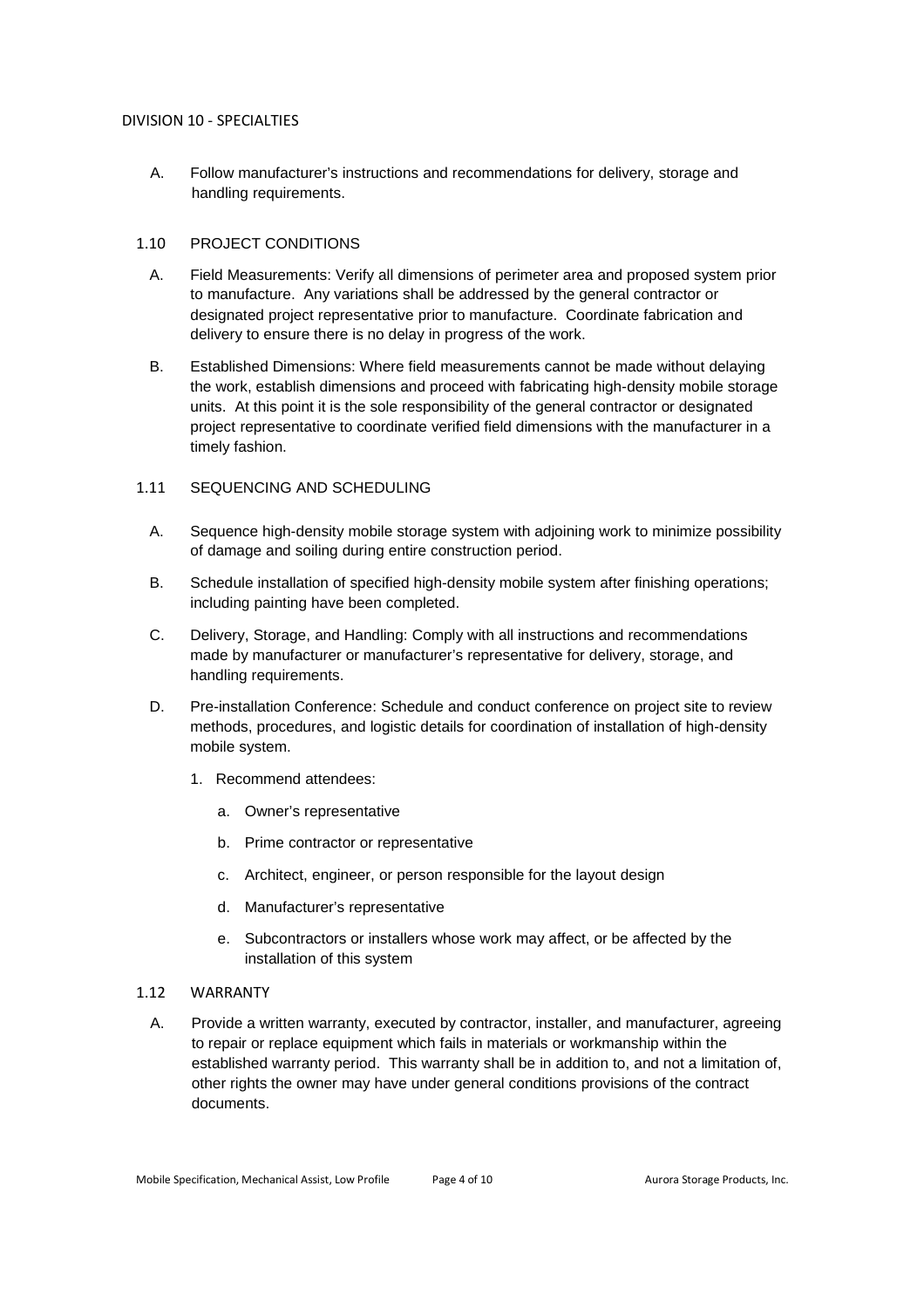A. Follow manufacturer's instructions and recommendations for delivery, storage and handling requirements.

## 1.10 PROJECT CONDITIONS

A. Field Measurements: Verify all dimensions of perimeter area and proposed system prior to manufacture. Any variations shall be addressed by the general contractor or designated project representative prior to manufacture. Coordinate fabrication and delivery to ensure there is no delay in progress of the work.

B. Established Dimensions: Where field measurements cannot be made without delaying the work, establish dimensions and proceed with fabricating high-density mobile storage units. At this point it is the sole responsibility of the general contractor or designated project representative to coordinate verified field dimensions with the manufacturer in a timely fashion.

## 1.11 SEQUENCING AND SCHEDULING

A. Sequence high-density mobile storage system with adjoining work to minimize possibility of damage and soiling during entire construction period.

B. Schedule installation of specified high-density mobile system after finishing operations; including painting have been completed.

C. Delivery, Storage, and Handling: Comply with all instructions and recommendations made by manufacturer or manufacturer's representative for delivery, storage, and handling requirements.

D. Pre-installation Conference: Schedule and conduct conference on project site to review methods, procedures, and logistic details for coordination of installation of high-density mobile system.

1. Recommend attendees:
    a. Owner's representative
    b. Prime contractor or representative
    c. Architect, engineer, or person responsible for the layout design
    d. Manufacturer's representative
    e. Subcontractors or installers whose work may affect, or be affected by the installation of this system

## 1.12 WARRANTY

A. Provide a written warranty, executed by contractor, installer, and manufacturer, agreeing to repair or replace equipment which fails in materials or workmanship within the established warranty period. This warranty shall be in addition to, and not a limitation of, other rights the owner may have under general conditions provisions of the contract documents.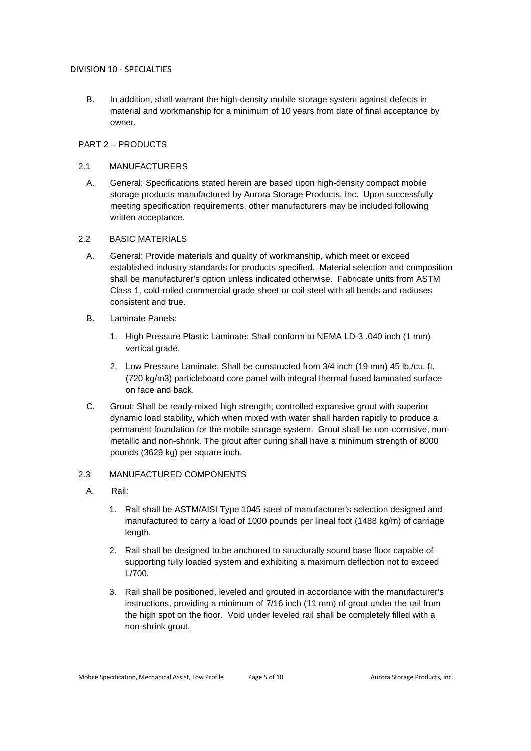B. In addition, shall warrant the high-density mobile storage system against defects in material and workmanship for a minimum of 10 years from date of final acceptance by owner.

## PART 2 – PRODUCTS

### 2.1 MANUFACTURERS

A. General: Specifications stated herein are based upon high-density compact mobile storage products manufactured by Aurora Storage Products, Inc. Upon successfully meeting specification requirements, other manufacturers may be included following written acceptance.

### 2.2 BASIC MATERIALS

A. General: Provide materials and quality of workmanship, which meet or exceed established industry standards for products specified. Material selection and composition shall be manufacturer's option unless indicated otherwise. Fabricate units from ASTM Class 1, cold-rolled commercial grade sheet or coil steel with all bends and radiuses consistent and true.

B. Laminate Panels:

1. High Pressure Plastic Laminate: Shall conform to NEMA LD-3 .040 inch (1 mm) vertical grade.
2. Low Pressure Laminate: Shall be constructed from 3/4 inch (19 mm) 45 lb./cu. ft. (720 kg/m3) particleboard core panel with integral thermal fused laminated surface on face and back.

C. Grout: Shall be ready-mixed high strength; controlled expansive grout with superior dynamic load stability, which when mixed with water shall harden rapidly to produce a permanent foundation for the mobile storage system. Grout shall be non-corrosive, non-metallic and non-shrink. The grout after curing shall have a minimum strength of 8000 pounds (3629 kg) per square inch.

### 2.3 MANUFACTURED COMPONENTS

A. Rail:

1. Rail shall be ASTM/AISI Type 1045 steel of manufacturer's selection designed and manufactured to carry a load of 1000 pounds per lineal foot (1488 kg/m) of carriage length.
2. Rail shall be designed to be anchored to structurally sound base floor capable of supporting fully loaded system and exhibiting a maximum deflection not to exceed L/700.
3. Rail shall be positioned, leveled and grouted in accordance with the manufacturer's instructions, providing a minimum of 7/16 inch (11 mm) of grout under the rail from the high spot on the floor. Void under leveled rail shall be completely filled with a non-shrink grout.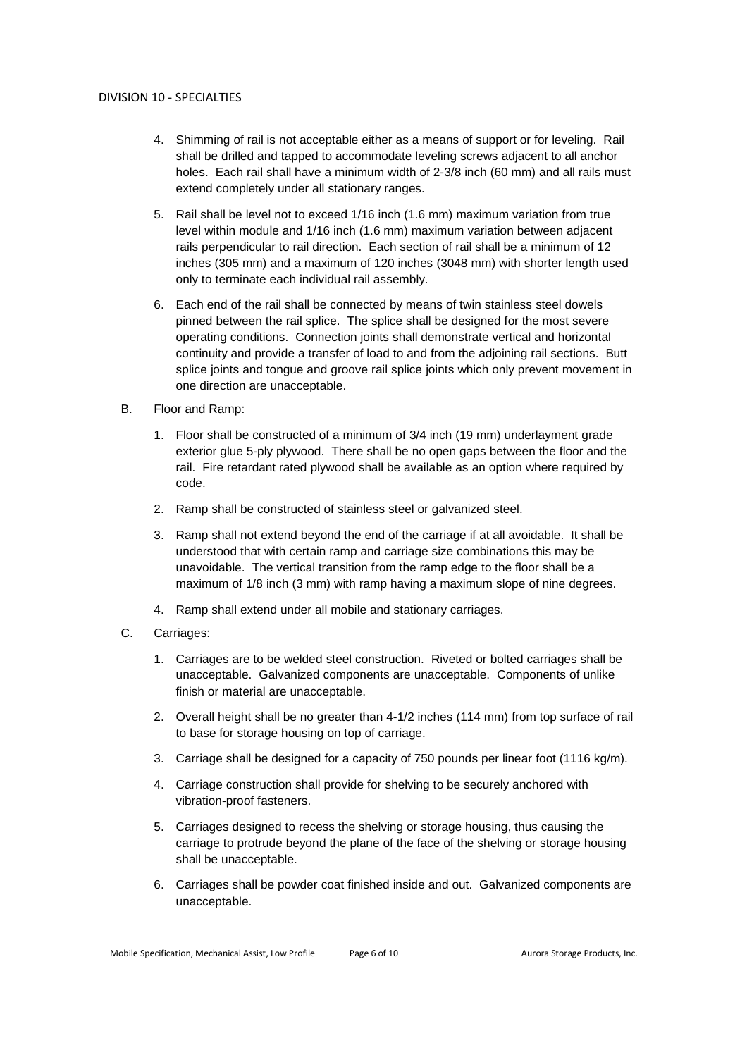4. Shimming of rail is not acceptable either as a means of support or for leveling. Rail shall be drilled and tapped to accommodate leveling screws adjacent to all anchor holes. Each rail shall have a minimum width of 2-3/8 inch (60 mm) and all rails must extend completely under all stationary ranges.

5. Rail shall be level not to exceed 1/16 inch (1.6 mm) maximum variation from true level within module and 1/16 inch (1.6 mm) maximum variation between adjacent rails perpendicular to rail direction. Each section of rail shall be a minimum of 12 inches (305 mm) and a maximum of 120 inches (3048 mm) with shorter length used only to terminate each individual rail assembly.

6. Each end of the rail shall be connected by means of twin stainless steel dowels pinned between the rail splice. The splice shall be designed for the most severe operating conditions. Connection joints shall demonstrate vertical and horizontal continuity and provide a transfer of load to and from the adjoining rail sections. Butt splice joints and tongue and groove rail splice joints which only prevent movement in one direction are unacceptable.

B. Floor and Ramp:

1. Floor shall be constructed of a minimum of 3/4 inch (19 mm) underlayment grade exterior glue 5-ply plywood. There shall be no open gaps between the floor and the rail. Fire retardant rated plywood shall be available as an option where required by code.

2. Ramp shall be constructed of stainless steel or galvanized steel.

3. Ramp shall not extend beyond the end of the carriage if at all avoidable. It shall be understood that with certain ramp and carriage size combinations this may be unavoidable. The vertical transition from the ramp edge to the floor shall be a maximum of 1/8 inch (3 mm) with ramp having a maximum slope of nine degrees.

4. Ramp shall extend under all mobile and stationary carriages.

C. Carriages:

1. Carriages are to be welded steel construction. Riveted or bolted carriages shall be unacceptable. Galvanized components are unacceptable. Components of unlike finish or material are unacceptable.

2. Overall height shall be no greater than 4-1/2 inches (114 mm) from top surface of rail to base for storage housing on top of carriage.

3. Carriage shall be designed for a capacity of 750 pounds per linear foot (1116 kg/m).

4. Carriage construction shall provide for shelving to be securely anchored with vibration-proof fasteners.

5. Carriages designed to recess the shelving or storage housing, thus causing the carriage to protrude beyond the plane of the face of the shelving or storage housing shall be unacceptable.

6. Carriages shall be powder coat finished inside and out. Galvanized components are unacceptable.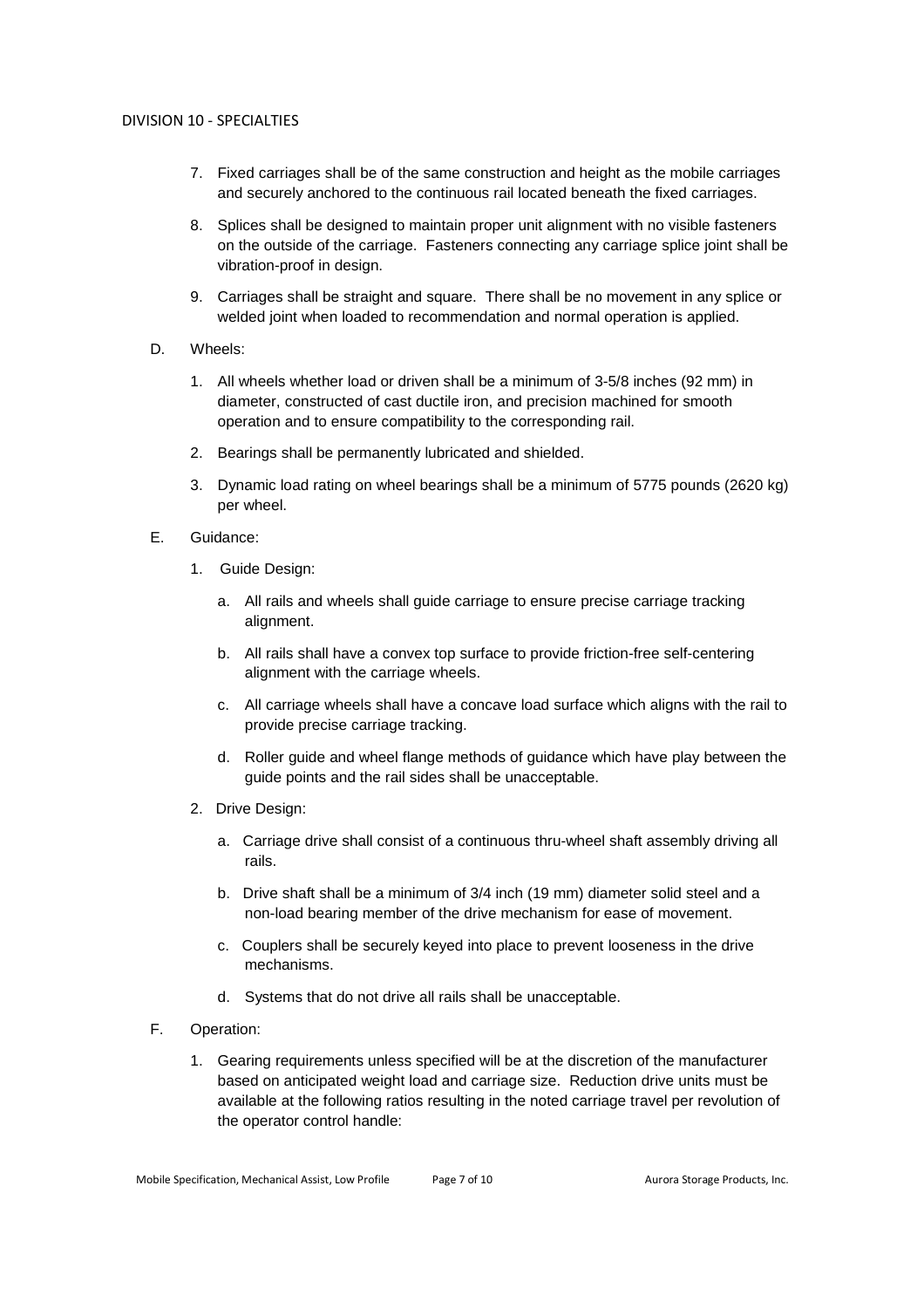7. Fixed carriages shall be of the same construction and height as the mobile carriages and securely anchored to the continuous rail located beneath the fixed carriages.

8. Splices shall be designed to maintain proper unit alignment with no visible fasteners on the outside of the carriage. Fasteners connecting any carriage splice joint shall be vibration-proof in design.

9. Carriages shall be straight and square. There shall be no movement in any splice or welded joint when loaded to recommendation and normal operation is applied.

D. Wheels:

1. All wheels whether load or driven shall be a minimum of 3-5/8 inches (92 mm) in diameter, constructed of cast ductile iron, and precision machined for smooth operation and to ensure compatibility to the corresponding rail.

2. Bearings shall be permanently lubricated and shielded.

3. Dynamic load rating on wheel bearings shall be a minimum of 5775 pounds (2620 kg) per wheel.

E. Guidance:

1. Guide Design:

   a. All rails and wheels shall guide carriage to ensure precise carriage tracking alignment.

   b. All rails shall have a convex top surface to provide friction-free self-centering alignment with the carriage wheels.

   c. All carriage wheels shall have a concave load surface which aligns with the rail to provide precise carriage tracking.

   d. Roller guide and wheel flange methods of guidance which have play between the guide points and the rail sides shall be unacceptable.

2. Drive Design:

   a. Carriage drive shall consist of a continuous thru-wheel shaft assembly driving all rails.

   b. Drive shaft shall be a minimum of 3/4 inch (19 mm) diameter solid steel and a non-load bearing member of the drive mechanism for ease of movement.

   c. Couplers shall be securely keyed into place to prevent looseness in the drive mechanisms.

   d. Systems that do not drive all rails shall be unacceptable.

F. Operation:

1. Gearing requirements unless specified will be at the discretion of the manufacturer based on anticipated weight load and carriage size. Reduction drive units must be available at the following ratios resulting in the noted carriage travel per revolution of the operator control handle: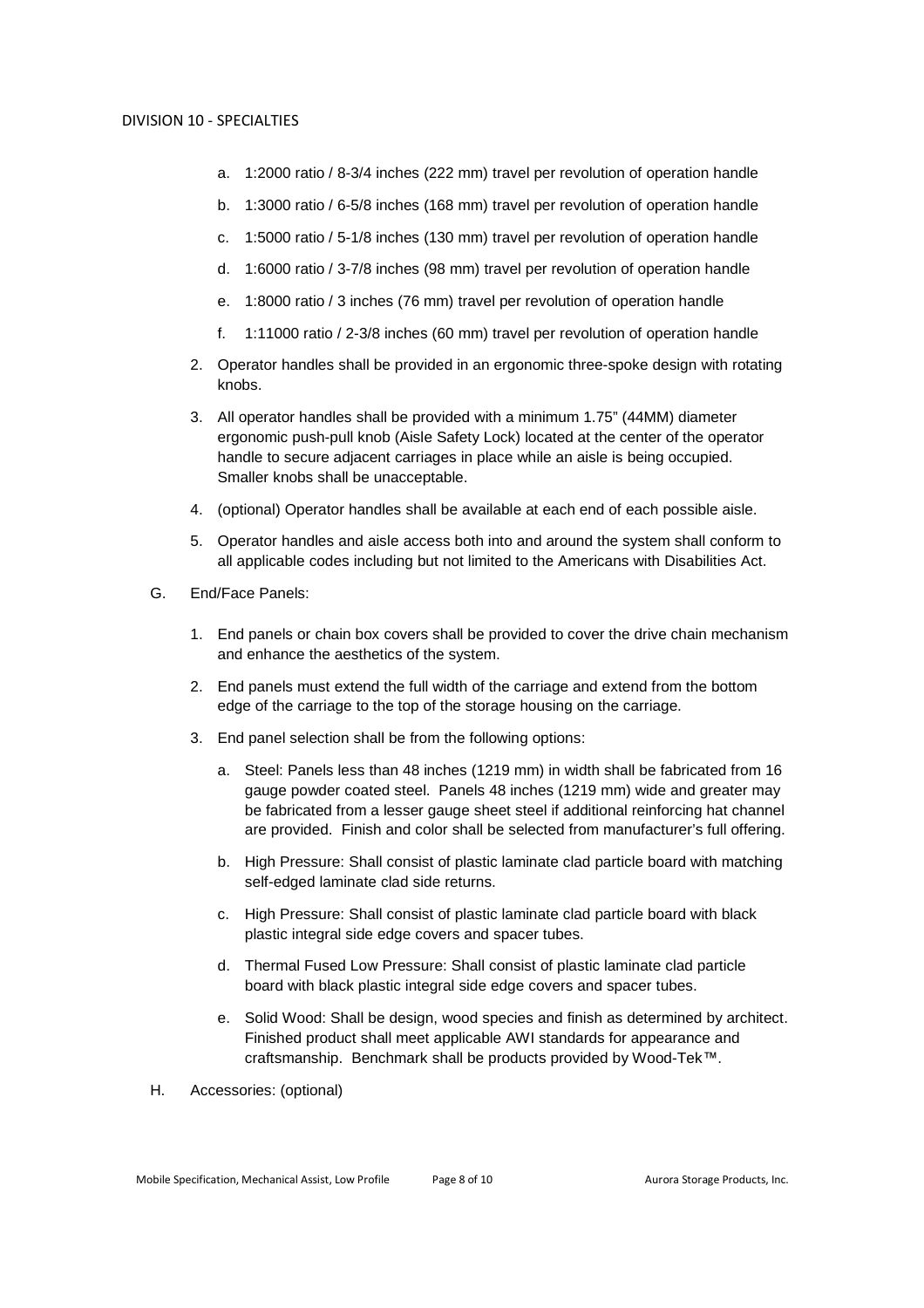a. 1:2000 ratio / 8-3/4 inches (222 mm) travel per revolution of operation handle

b. 1:3000 ratio / 6-5/8 inches (168 mm) travel per revolution of operation handle

c. 1:5000 ratio / 5-1/8 inches (130 mm) travel per revolution of operation handle

d. 1:6000 ratio / 3-7/8 inches (98 mm) travel per revolution of operation handle

e. 1:8000 ratio / 3 inches (76 mm) travel per revolution of operation handle

f. 1:11000 ratio / 2-3/8 inches (60 mm) travel per revolution of operation handle

2. Operator handles shall be provided in an ergonomic three-spoke design with rotating knobs.

3. All operator handles shall be provided with a minimum 1.75" (44MM) diameter ergonomic push-pull knob (Aisle Safety Lock) located at the center of the operator handle to secure adjacent carriages in place while an aisle is being occupied. Smaller knobs shall be unacceptable.

4. (optional) Operator handles shall be available at each end of each possible aisle.

5. Operator handles and aisle access both into and around the system shall conform to all applicable codes including but not limited to the Americans with Disabilities Act.

G. End/Face Panels:

1. End panels or chain box covers shall be provided to cover the drive chain mechanism and enhance the aesthetics of the system.

2. End panels must extend the full width of the carriage and extend from the bottom edge of the carriage to the top of the storage housing on the carriage.

3. End panel selection shall be from the following options:

a. Steel: Panels less than 48 inches (1219 mm) in width shall be fabricated from 16 gauge powder coated steel. Panels 48 inches (1219 mm) wide and greater may be fabricated from a lesser gauge sheet steel if additional reinforcing hat channel are provided. Finish and color shall be selected from manufacturer's full offering.

b. High Pressure: Shall consist of plastic laminate clad particle board with matching self-edged laminate clad side returns.

c. High Pressure: Shall consist of plastic laminate clad particle board with black plastic integral side edge covers and spacer tubes.

d. Thermal Fused Low Pressure: Shall consist of plastic laminate clad particle board with black plastic integral side edge covers and spacer tubes.

e. Solid Wood: Shall be design, wood species and finish as determined by architect. Finished product shall meet applicable AWI standards for appearance and craftsmanship. Benchmark shall be products provided by Wood-Tek™.

H. Accessories: (optional)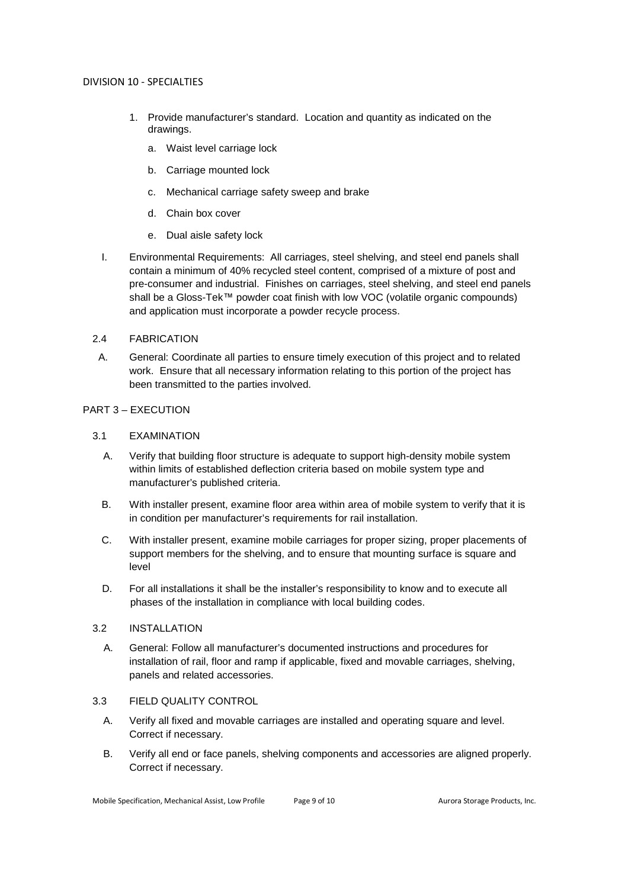1. Provide manufacturer's standard. Location and quantity as indicated on the drawings.
   a. Waist level carriage lock
   b. Carriage mounted lock
   c. Mechanical carriage safety sweep and brake
   d. Chain box cover
   e. Dual aisle safety lock

I. Environmental Requirements: All carriages, steel shelving, and steel end panels shall contain a minimum of 40% recycled steel content, comprised of a mixture of post and pre-consumer and industrial. Finishes on carriages, steel shelving, and steel end panels shall be a Gloss-Tek™ powder coat finish with low VOC (volatile organic compounds) and application must incorporate a powder recycle process.

## 2.4 FABRICATION

A. General: Coordinate all parties to ensure timely execution of this project and to related work. Ensure that all necessary information relating to this portion of the project has been transmitted to the parties involved.

# PART 3 – EXECUTION

## 3.1 EXAMINATION

A. Verify that building floor structure is adequate to support high-density mobile system within limits of established deflection criteria based on mobile system type and manufacturer's published criteria.

B. With installer present, examine floor area within area of mobile system to verify that it is in condition per manufacturer's requirements for rail installation.

C. With installer present, examine mobile carriages for proper sizing, proper placements of support members for the shelving, and to ensure that mounting surface is square and level

D. For all installations it shall be the installer's responsibility to know and to execute all phases of the installation in compliance with local building codes.

## 3.2 INSTALLATION

A. General: Follow all manufacturer's documented instructions and procedures for installation of rail, floor and ramp if applicable, fixed and movable carriages, shelving, panels and related accessories.

## 3.3 FIELD QUALITY CONTROL

A. Verify all fixed and movable carriages are installed and operating square and level. Correct if necessary.

B. Verify all end or face panels, shelving components and accessories are aligned properly. Correct if necessary.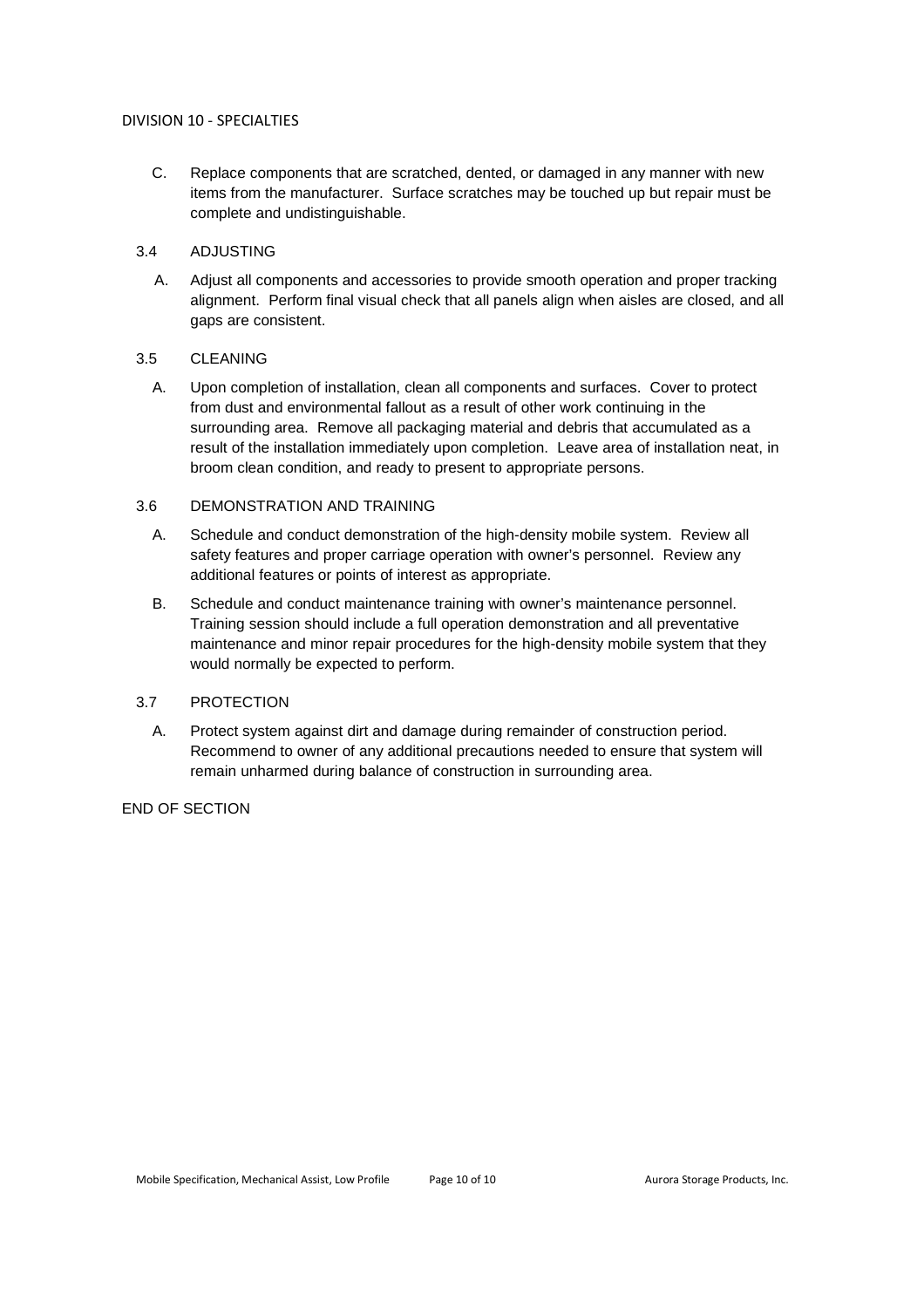C. Replace components that are scratched, dented, or damaged in any manner with new items from the manufacturer. Surface scratches may be touched up but repair must be complete and undistinguishable.

### 3.4 ADJUSTING

A. Adjust all components and accessories to provide smooth operation and proper tracking alignment. Perform final visual check that all panels align when aisles are closed, and all gaps are consistent.

### 3.5 CLEANING

A. Upon completion of installation, clean all components and surfaces. Cover to protect from dust and environmental fallout as a result of other work continuing in the surrounding area. Remove all packaging material and debris that accumulated as a result of the installation immediately upon completion. Leave area of installation neat, in broom clean condition, and ready to present to appropriate persons.

### 3.6 DEMONSTRATION AND TRAINING

A. Schedule and conduct demonstration of the high-density mobile system. Review all safety features and proper carriage operation with owner's personnel. Review any additional features or points of interest as appropriate.

B. Schedule and conduct maintenance training with owner's maintenance personnel. Training session should include a full operation demonstration and all preventative maintenance and minor repair procedures for the high-density mobile system that they would normally be expected to perform.

### 3.7 PROTECTION

A. Protect system against dirt and damage during remainder of construction period. Recommend to owner of any additional precautions needed to ensure that system will remain unharmed during balance of construction in surrounding area.

END OF SECTION